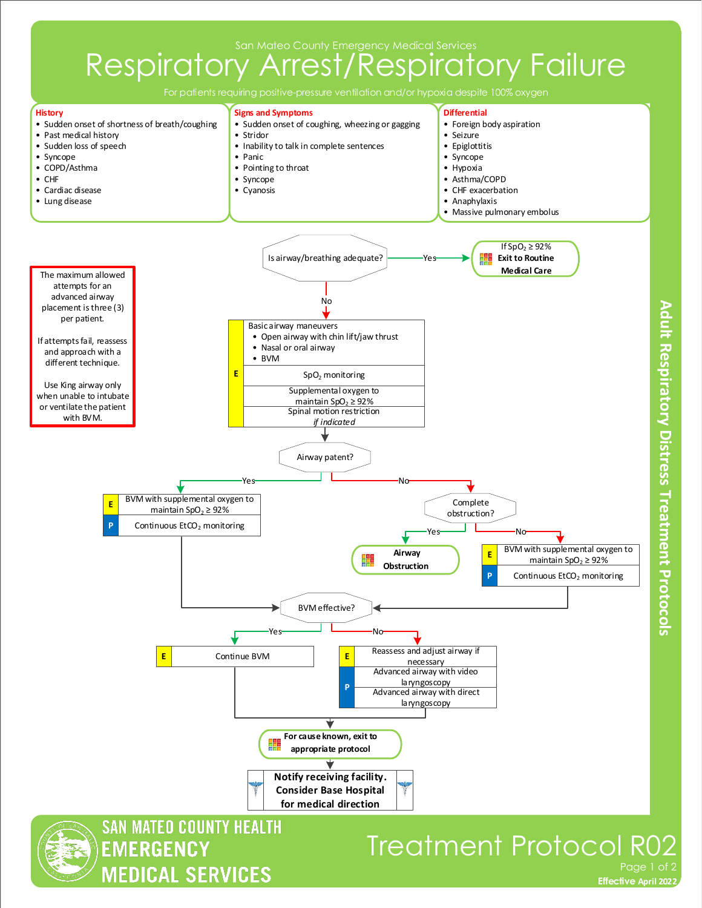San Mateo County Emergency Medical Services

# Respiratory Arrest/Respiratory Failure

For patients requiring positive-pressure ventilation and/or hypoxia despite 100% oxygen

## History

- Sudden onset of shortness of breath/coughing
- Past medical history
- Sudden loss of speech
- Syncope
- COPD/Asthma
- CHF
- Cardiac disease
- Lung disease

## Signs and Symptoms

- Sudden onset of coughing, wheezing or gagging
- Stridor
- Inability to talk in complete sentences
- Panic
- Pointing to throat
- Syncope
- Cyanosis

## Differential

- Foreign body aspiration
- Seizure
- Epiglottitis
- Syncope
- Hypoxia
- Asthma/COPD
- CHF exacerbation
- Anaphylaxis
- Massive pulmonary embolus

---

The maximum allowed attempts for an advanced airway placement is three (3) per patient.

If attempts fail, reassess and approach with a different technique.

Use King airway only when unable to intubate or ventilate the patient with BVM.

---

**Is airway/breathing adequate?**

- **Yes** → If $SpO_2 \geq 92\%$ **Exit to Routine Medical Care**
- **No** →

**E**
- Basic airway maneuvers
  - Open airway with chin lift/jaw thrust
  - Nasal or oral airway
  - BVM
- $SpO_2$ monitoring
- Supplemental oxygen to maintain $SpO_2 \geq 92\%$
- Spinal motion restriction *if indicated*

**Airway patent?**

- **Yes** →
  - **E** BVM with supplemental oxygen to maintain $SpO_2 \geq 92\%$
  - **P** Continuous $EtCO_2$ monitoring
  - → BVM effective?
- **No** → **Complete obstruction?**
  - **Yes** → **Airway Obstruction**
  - **No** →
    - **E** BVM with supplemental oxygen to maintain $SpO_2 \geq 92\%$
    - **P** Continuous $EtCO_2$ monitoring
    - → BVM effective?

**BVM effective?**

- **Yes** → **E** Continue BVM
- **No** →
  - **E** Reassess and adjust airway if necessary
  - **P** Advanced airway with video laryngoscopy
  - **P** Advanced airway with direct laryngoscopy

→ **For cause known, exit to appropriate protocol**

→ **Notify receiving facility. Consider Base Hospital for medical direction**

Adult Respiratory Distress Treatment Protocols

SAN MATEO COUNTY HEALTH EMERGENCY MEDICAL SERVICES

Treatment Protocol R02

Effective April 2022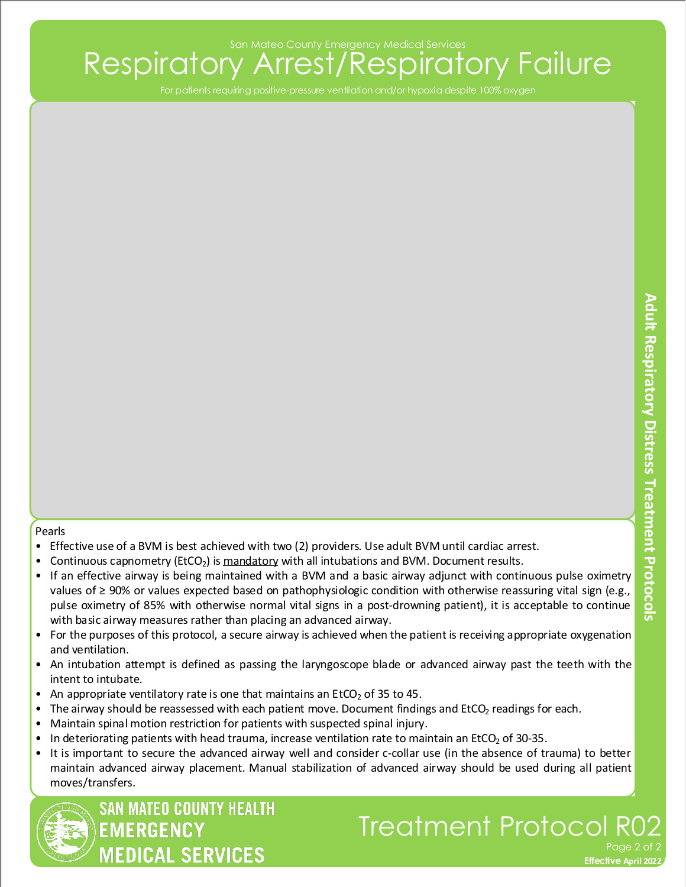San Mateo County Emergency Medical Services

# Respiratory Arrest/Respiratory Failure

For patients requiring positive-pressure ventilation and/or hypoxia despite 100% oxygen

Pearls

- Effective use of a BVM is best achieved with two (2) providers. Use adult BVM until cardiac arrest.
- Continuous capnometry ($EtCO_2$) is <u>mandatory</u> with all intubations and BVM. Document results.
- If an effective airway is being maintained with a BVM and a basic airway adjunct with continuous pulse oximetry values of ≥ 90% or values expected based on pathophysiologic condition with otherwise reassuring vital sign (e.g., pulse oximetry of 85% with otherwise normal vital signs in a post-drowning patient), it is acceptable to continue with basic airway measures rather than placing an advanced airway.
- For the purposes of this protocol, a secure airway is achieved when the patient is receiving appropriate oxygenation and ventilation.
- An intubation attempt is defined as passing the laryngoscope blade or advanced airway past the teeth with the intent to intubate.
- An appropriate ventilatory rate is one that maintains an $EtCO_2$ of 35 to 45.
- The airway should be reassessed with each patient move. Document findings and $EtCO_2$ readings for each.
- Maintain spinal motion restriction for patients with suspected spinal injury.
- In deteriorating patients with head trauma, increase ventilation rate to maintain an $EtCO_2$ of 30-35.
- It is important to secure the advanced airway well and consider c-collar use (in the absence of trauma) to better maintain advanced airway placement. Manual stabilization of advanced airway should be used during all patient moves/transfers.

Adult Respiratory Distress Treatment Protocols

SAN MATEO COUNTY HEALTH EMERGENCY MEDICAL SERVICES

Treatment Protocol R02

**Effective April 2022**